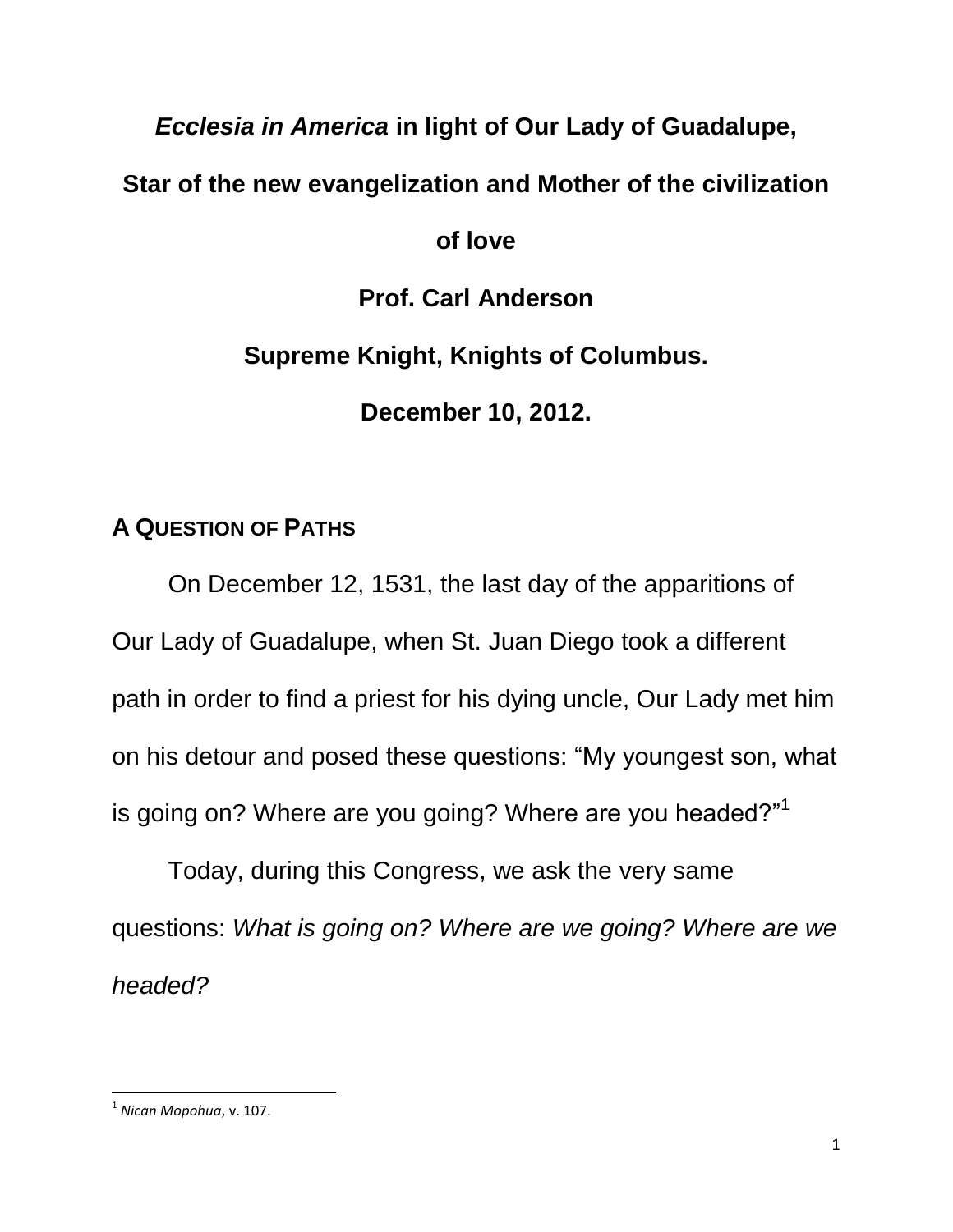# *Ecclesia in America* in light of Our Lady of Guadalupe, Star of the new evangelization and Mother of the civilization of love

**Prof. Carl Anderson**

**Supreme Knight, Knights of Columbus.**

**December 10, 2012.**

## A QUESTION OF PATHS

On December 12, 1531, the last day of the apparitions of Our Lady of Guadalupe, when St. Juan Diego took a different path in order to find a priest for his dying uncle, Our Lady met him on his detour and posed these questions: "My youngest son, what is going on? Where are you going? Where are you headed?"[1]

Today, during this Congress, we ask the very same questions: *What is going on? Where are we going? Where are we headed?*

---

[1] *Nican Mopohua*, v. 107.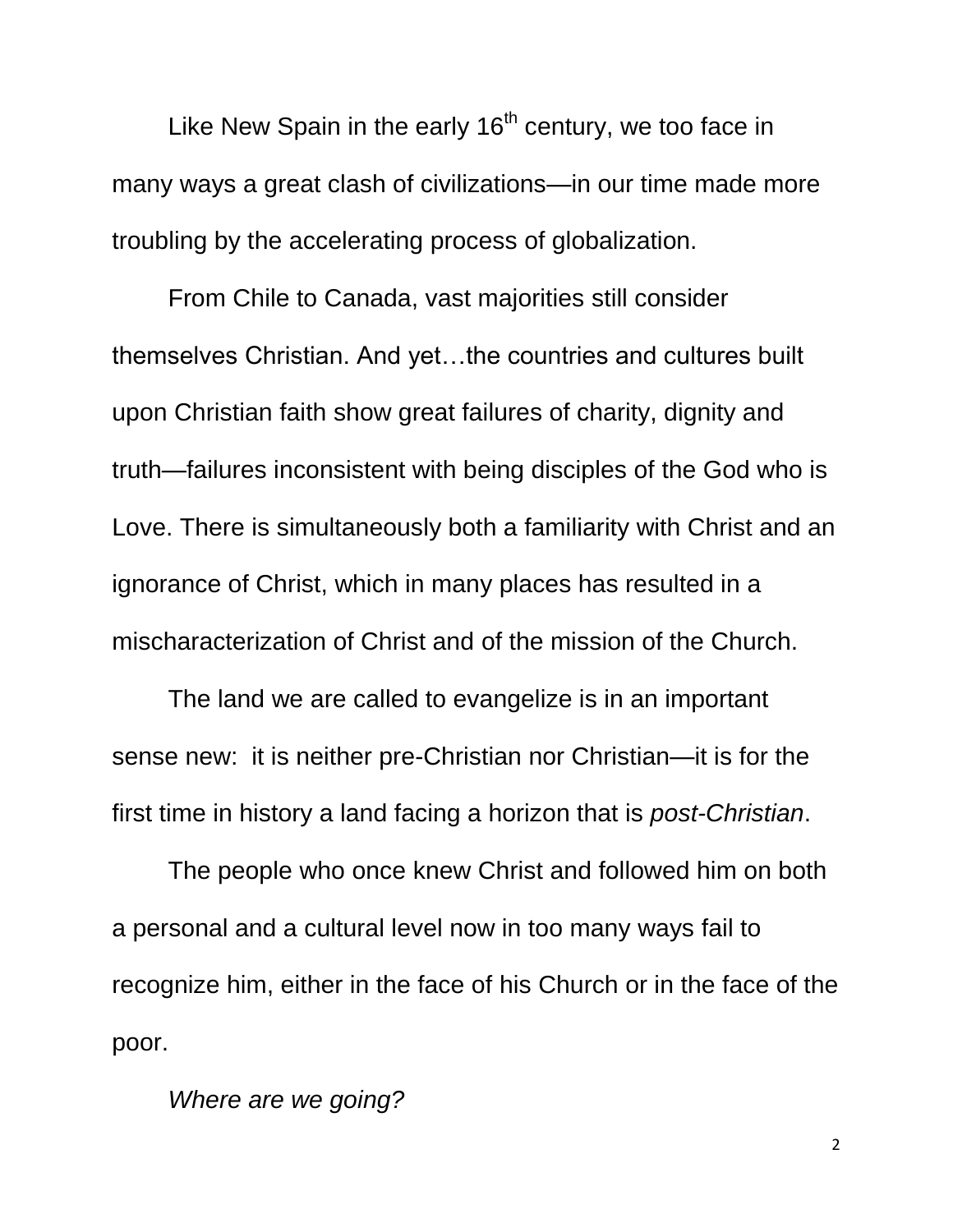Like New Spain in the early $16^{th}$ century, we too face in many ways a great clash of civilizations—in our time made more troubling by the accelerating process of globalization.

From Chile to Canada, vast majorities still consider themselves Christian. And yet…the countries and cultures built upon Christian faith show great failures of charity, dignity and truth—failures inconsistent with being disciples of the God who is Love. There is simultaneously both a familiarity with Christ and an ignorance of Christ, which in many places has resulted in a mischaracterization of Christ and of the mission of the Church.

The land we are called to evangelize is in an important sense new: it is neither pre-Christian nor Christian—it is for the first time in history a land facing a horizon that is *post-Christian*.

The people who once knew Christ and followed him on both a personal and a cultural level now in too many ways fail to recognize him, either in the face of his Church or in the face of the poor.

*Where are we going?*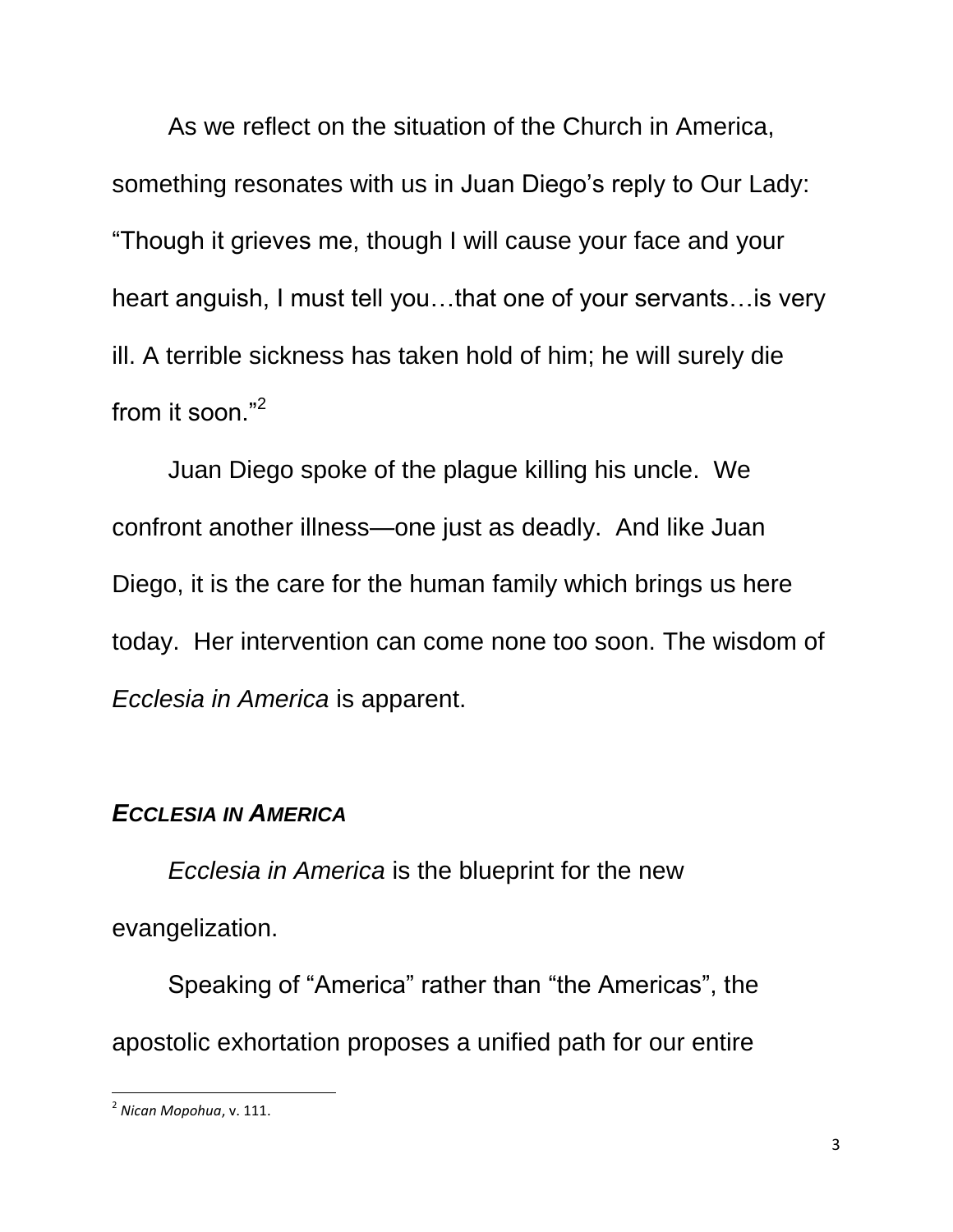As we reflect on the situation of the Church in America, something resonates with us in Juan Diego's reply to Our Lady: "Though it grieves me, though I will cause your face and your heart anguish, I must tell you…that one of your servants…is very ill. A terrible sickness has taken hold of him; he will surely die from it soon."[2]

Juan Diego spoke of the plague killing his uncle. We confront another illness—one just as deadly. And like Juan Diego, it is the care for the human family which brings us here today. Her intervention can come none too soon. The wisdom of *Ecclesia in America* is apparent.

## *ECCLESIA IN AMERICA*

*Ecclesia in America* is the blueprint for the new evangelization.

Speaking of "America" rather than "the Americas", the apostolic exhortation proposes a unified path for our entire

[2] *Nican Mopohua*, v. 111.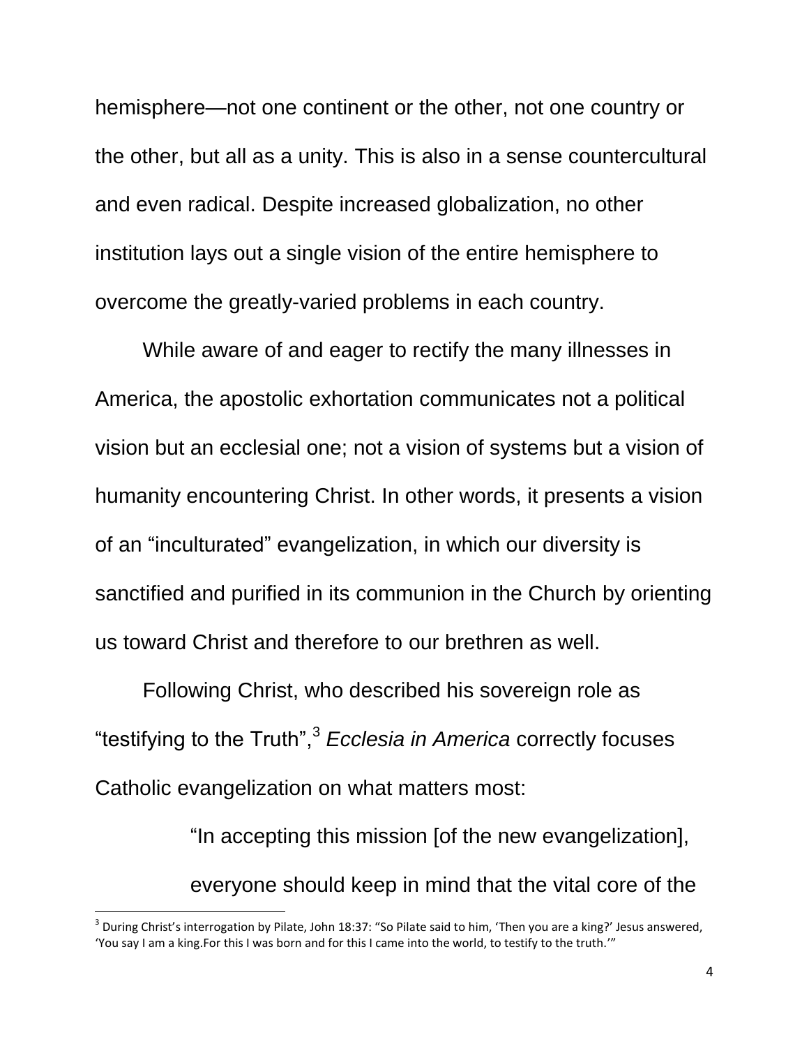hemisphere—not one continent or the other, not one country or the other, but all as a unity. This is also in a sense countercultural and even radical. Despite increased globalization, no other institution lays out a single vision of the entire hemisphere to overcome the greatly-varied problems in each country.

While aware of and eager to rectify the many illnesses in America, the apostolic exhortation communicates not a political vision but an ecclesial one; not a vision of systems but a vision of humanity encountering Christ. In other words, it presents a vision of an "inculturated" evangelization, in which our diversity is sanctified and purified in its communion in the Church by orienting us toward Christ and therefore to our brethren as well.

Following Christ, who described his sovereign role as "testifying to the Truth",[3] *Ecclesia in America* correctly focuses Catholic evangelization on what matters most:

> "In accepting this mission [of the new evangelization], everyone should keep in mind that the vital core of the

[3] During Christ's interrogation by Pilate, John 18:37: "So Pilate said to him, 'Then you are a king?' Jesus answered, 'You say I am a king.For this I was born and for this I came into the world, to testify to the truth.'"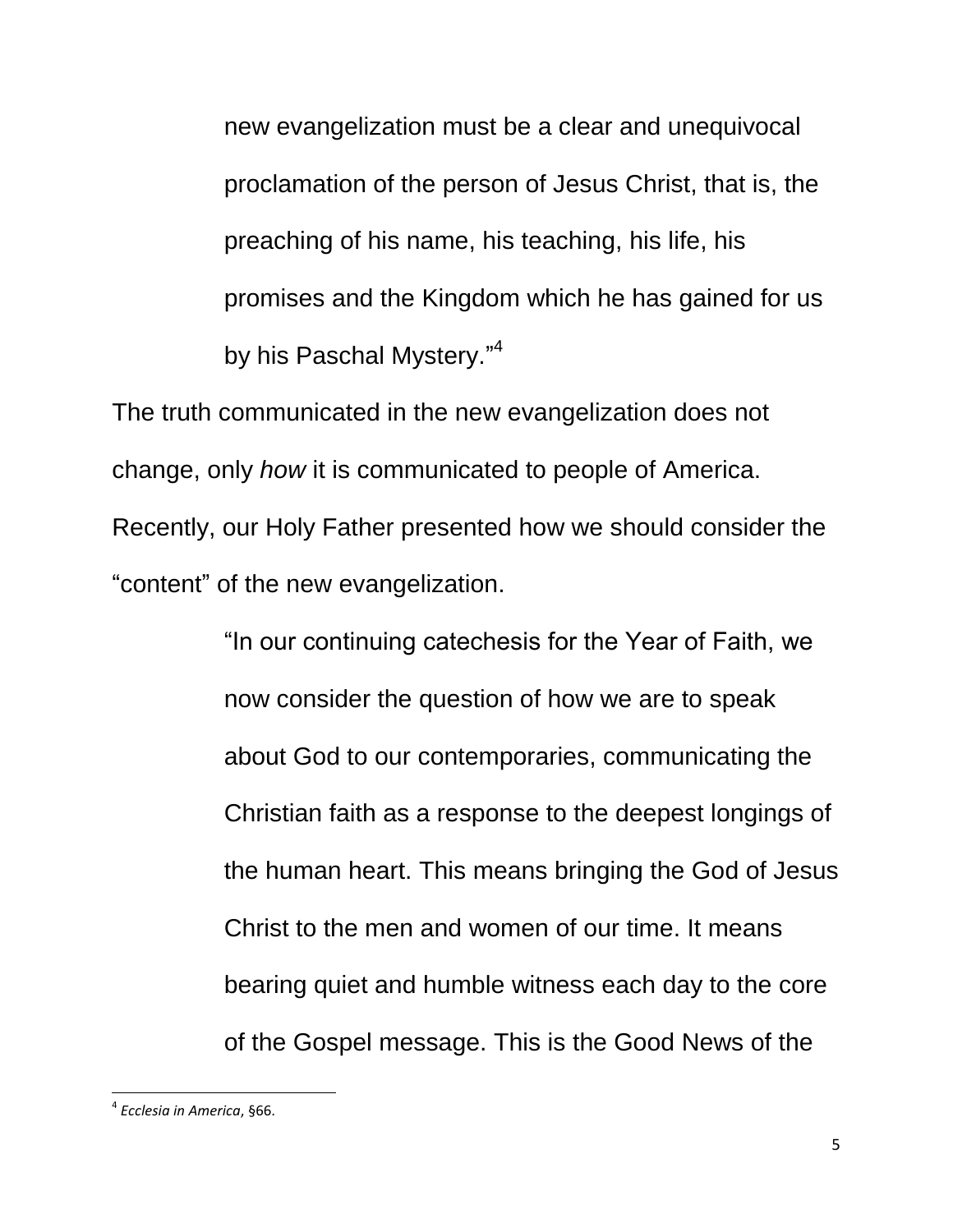> new evangelization must be a clear and unequivocal proclamation of the person of Jesus Christ, that is, the preaching of his name, his teaching, his life, his promises and the Kingdom which he has gained for us by his Paschal Mystery."[4]

The truth communicated in the new evangelization does not change, only *how* it is communicated to people of America. Recently, our Holy Father presented how we should consider the "content" of the new evangelization.

> "In our continuing catechesis for the Year of Faith, we now consider the question of how we are to speak about God to our contemporaries, communicating the Christian faith as a response to the deepest longings of the human heart. This means bringing the God of Jesus Christ to the men and women of our time. It means bearing quiet and humble witness each day to the core of the Gospel message. This is the Good News of the

[4] *Ecclesia in America*, §66.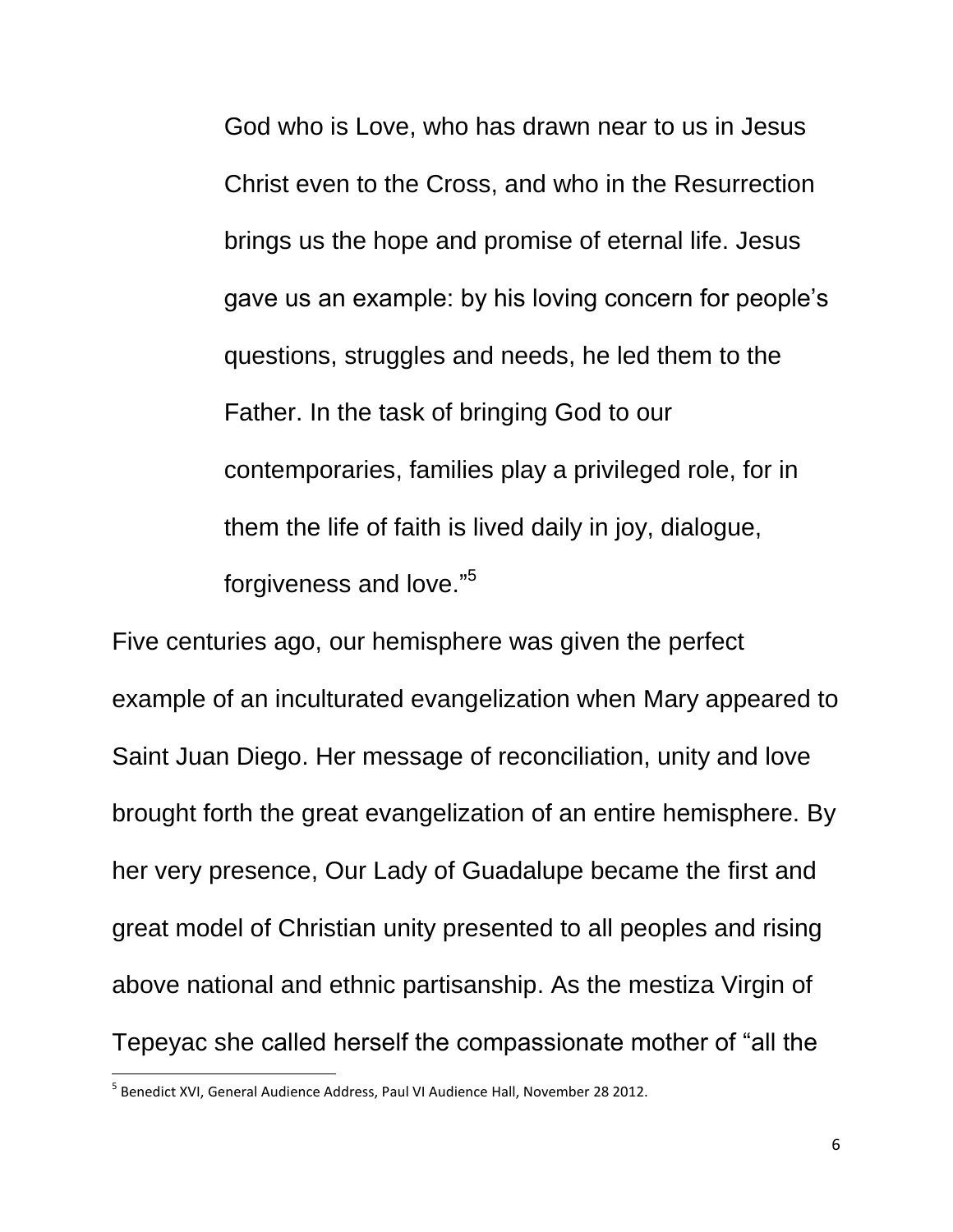> God who is Love, who has drawn near to us in Jesus Christ even to the Cross, and who in the Resurrection brings us the hope and promise of eternal life. Jesus gave us an example: by his loving concern for people's questions, struggles and needs, he led them to the Father. In the task of bringing God to our contemporaries, families play a privileged role, for in them the life of faith is lived daily in joy, dialogue, forgiveness and love."[5]

Five centuries ago, our hemisphere was given the perfect example of an inculturated evangelization when Mary appeared to Saint Juan Diego. Her message of reconciliation, unity and love brought forth the great evangelization of an entire hemisphere. By her very presence, Our Lady of Guadalupe became the first and great model of Christian unity presented to all peoples and rising above national and ethnic partisanship. As the mestiza Virgin of Tepeyac she called herself the compassionate mother of "all the

[5] Benedict XVI, General Audience Address, Paul VI Audience Hall, November 28 2012.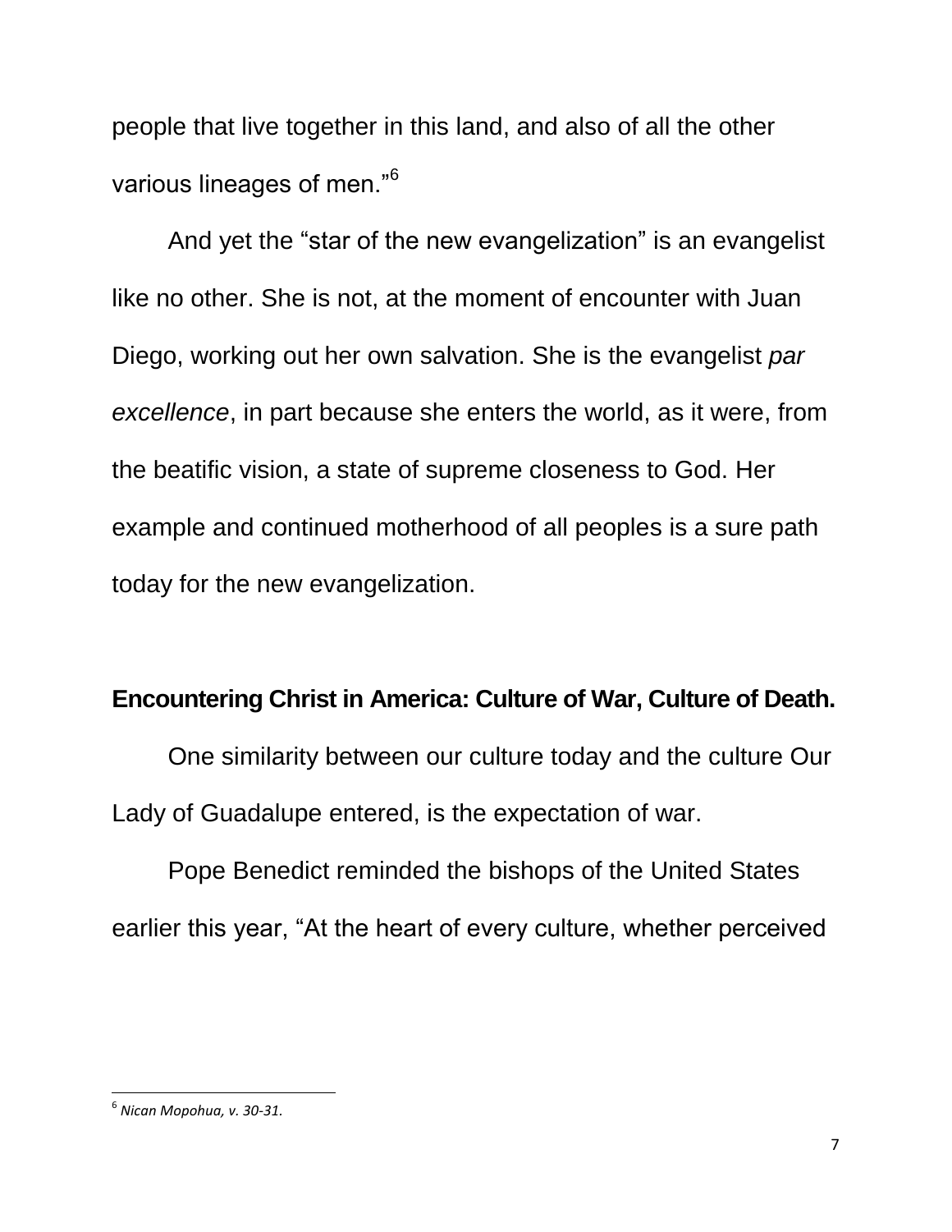people that live together in this land, and also of all the other various lineages of men."[6]

And yet the "star of the new evangelization" is an evangelist like no other. She is not, at the moment of encounter with Juan Diego, working out her own salvation. She is the evangelist *par excellence*, in part because she enters the world, as it were, from the beatific vision, a state of supreme closeness to God. Her example and continued motherhood of all peoples is a sure path today for the new evangelization.

**Encountering Christ in America: Culture of War, Culture of Death.**

One similarity between our culture today and the culture Our Lady of Guadalupe entered, is the expectation of war.

Pope Benedict reminded the bishops of the United States earlier this year, "At the heart of every culture, whether perceived

---

[6] *Nican Mopohua, v. 30-31.*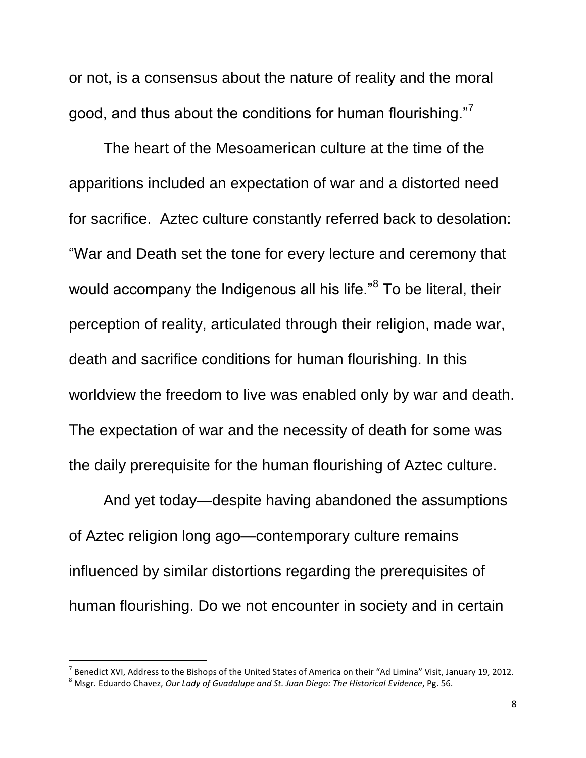or not, is a consensus about the nature of reality and the moral good, and thus about the conditions for human flourishing."[7]

The heart of the Mesoamerican culture at the time of the apparitions included an expectation of war and a distorted need for sacrifice. Aztec culture constantly referred back to desolation: "War and Death set the tone for every lecture and ceremony that would accompany the Indigenous all his life."[8] To be literal, their perception of reality, articulated through their religion, made war, death and sacrifice conditions for human flourishing. In this worldview the freedom to live was enabled only by war and death. The expectation of war and the necessity of death for some was the daily prerequisite for the human flourishing of Aztec culture.

And yet today—despite having abandoned the assumptions of Aztec religion long ago—contemporary culture remains influenced by similar distortions regarding the prerequisites of human flourishing. Do we not encounter in society and in certain

---

[7] Benedict XVI, Address to the Bishops of the United States of America on their "Ad Limina" Visit, January 19, 2012.

[8] Msgr. Eduardo Chavez, *Our Lady of Guadalupe and St. Juan Diego: The Historical Evidence*, Pg. 56.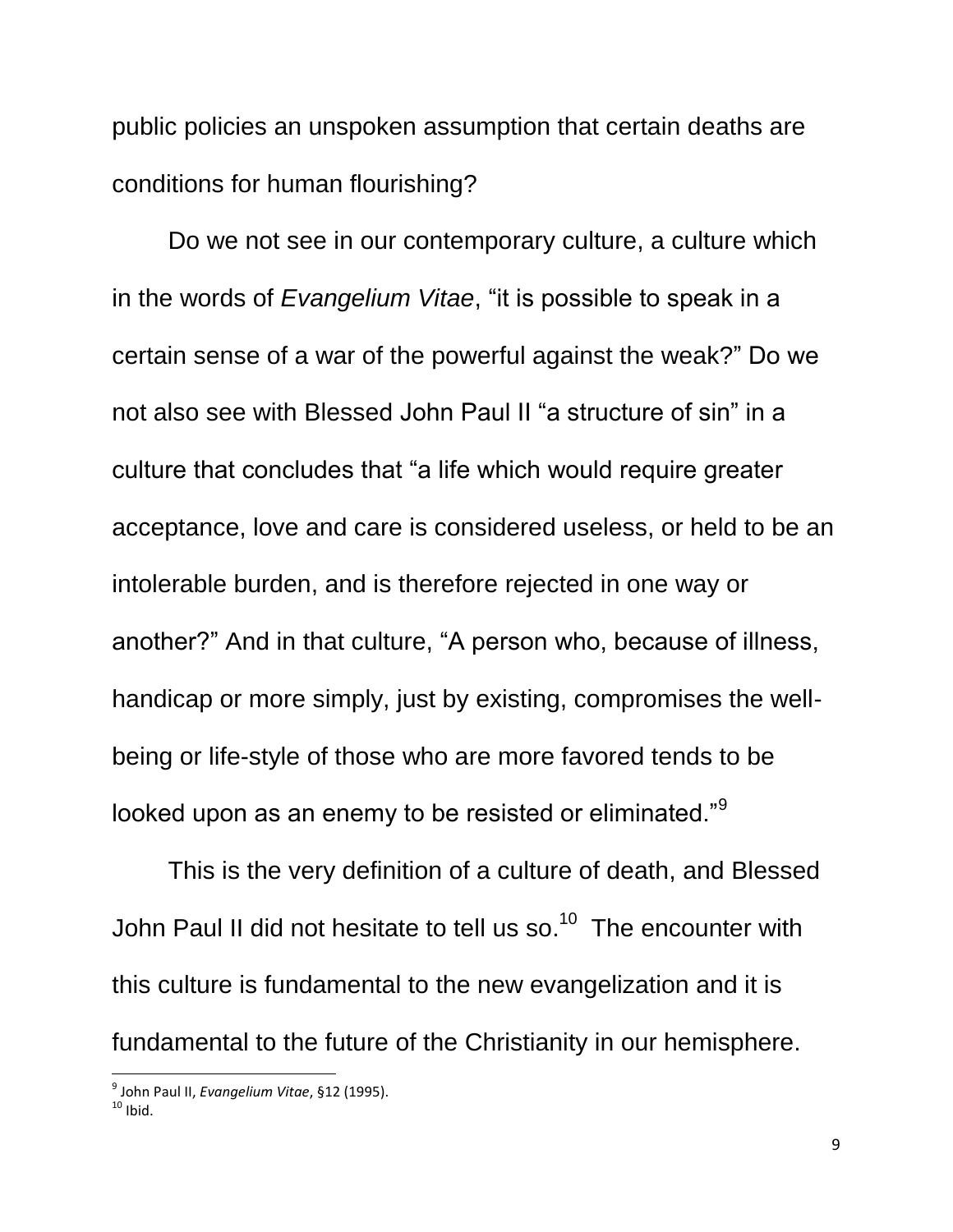public policies an unspoken assumption that certain deaths are conditions for human flourishing?

Do we not see in our contemporary culture, a culture which in the words of *Evangelium Vitae*, "it is possible to speak in a certain sense of a war of the powerful against the weak?" Do we not also see with Blessed John Paul II "a structure of sin" in a culture that concludes that "a life which would require greater acceptance, love and care is considered useless, or held to be an intolerable burden, and is therefore rejected in one way or another?" And in that culture, "A person who, because of illness, handicap or more simply, just by existing, compromises the well-being or life-style of those who are more favored tends to be looked upon as an enemy to be resisted or eliminated."[9]

This is the very definition of a culture of death, and Blessed John Paul II did not hesitate to tell us so.[10] The encounter with this culture is fundamental to the new evangelization and it is fundamental to the future of the Christianity in our hemisphere.

---

[9] John Paul II, *Evangelium Vitae*, §12 (1995).
[10] Ibid.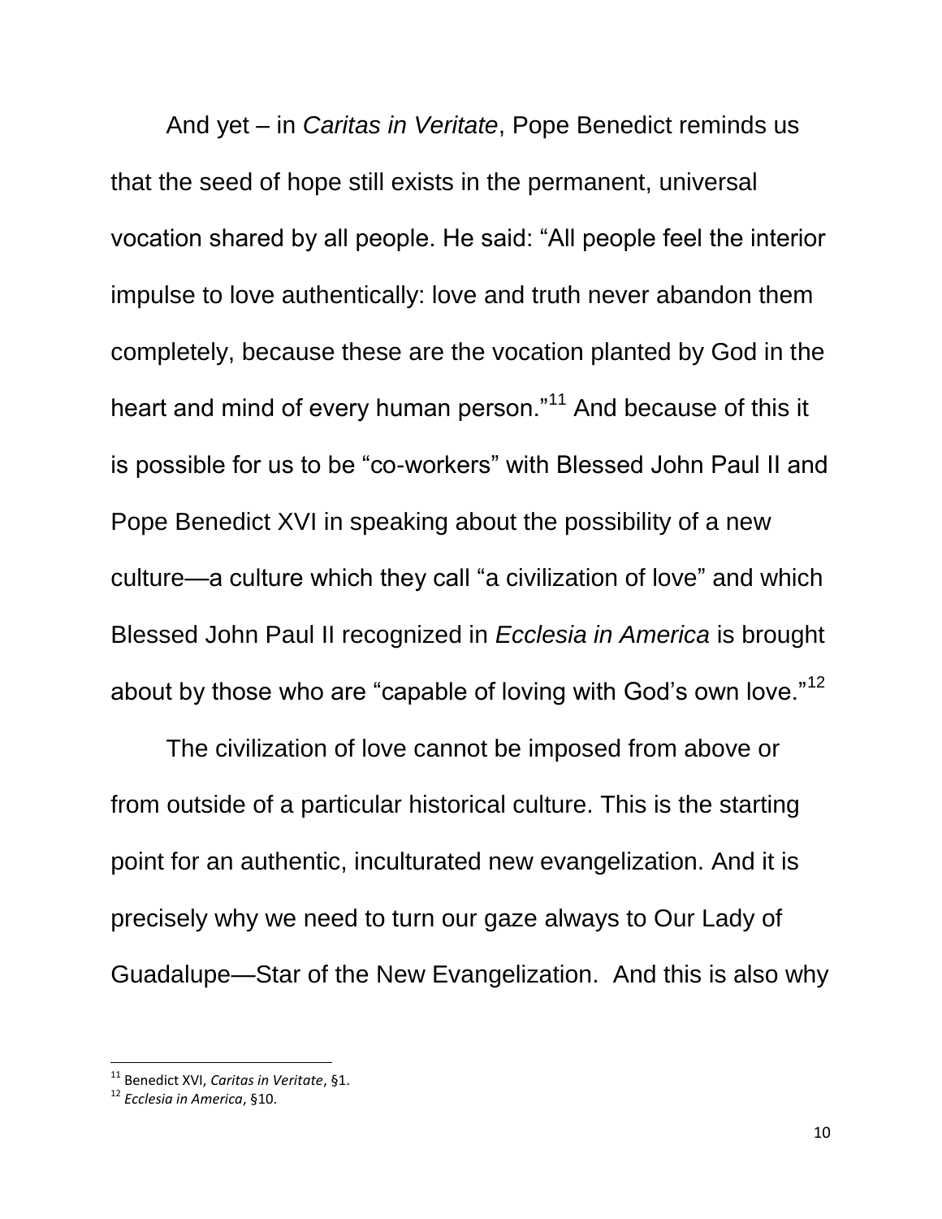And yet – in *Caritas in Veritate*, Pope Benedict reminds us that the seed of hope still exists in the permanent, universal vocation shared by all people. He said: "All people feel the interior impulse to love authentically: love and truth never abandon them completely, because these are the vocation planted by God in the heart and mind of every human person."[11] And because of this it is possible for us to be "co-workers" with Blessed John Paul II and Pope Benedict XVI in speaking about the possibility of a new culture—a culture which they call "a civilization of love" and which Blessed John Paul II recognized in *Ecclesia in America* is brought about by those who are "capable of loving with God's own love."[12]

The civilization of love cannot be imposed from above or from outside of a particular historical culture. This is the starting point for an authentic, inculturated new evangelization. And it is precisely why we need to turn our gaze always to Our Lady of Guadalupe—Star of the New Evangelization. And this is also why

---

[11] Benedict XVI, *Caritas in Veritate*, §1.

[12] *Ecclesia in America*, §10.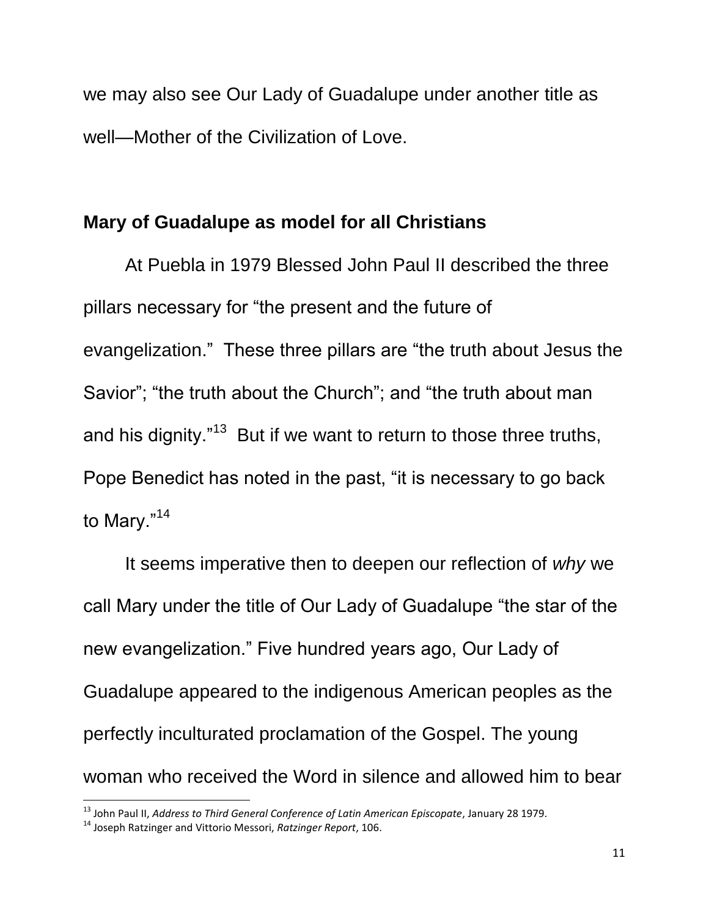we may also see Our Lady of Guadalupe under another title as well—Mother of the Civilization of Love.

## Mary of Guadalupe as model for all Christians

At Puebla in 1979 Blessed John Paul II described the three pillars necessary for "the present and the future of evangelization." These three pillars are "the truth about Jesus the Savior"; "the truth about the Church"; and "the truth about man and his dignity."[13] But if we want to return to those three truths, Pope Benedict has noted in the past, "it is necessary to go back to Mary."[14]

It seems imperative then to deepen our reflection of *why* we call Mary under the title of Our Lady of Guadalupe "the star of the new evangelization." Five hundred years ago, Our Lady of Guadalupe appeared to the indigenous American peoples as the perfectly inculturated proclamation of the Gospel. The young woman who received the Word in silence and allowed him to bear

---

[13] John Paul II, *Address to Third General Conference of Latin American Episcopate*, January 28 1979.

[14] Joseph Ratzinger and Vittorio Messori, *Ratzinger Report*, 106.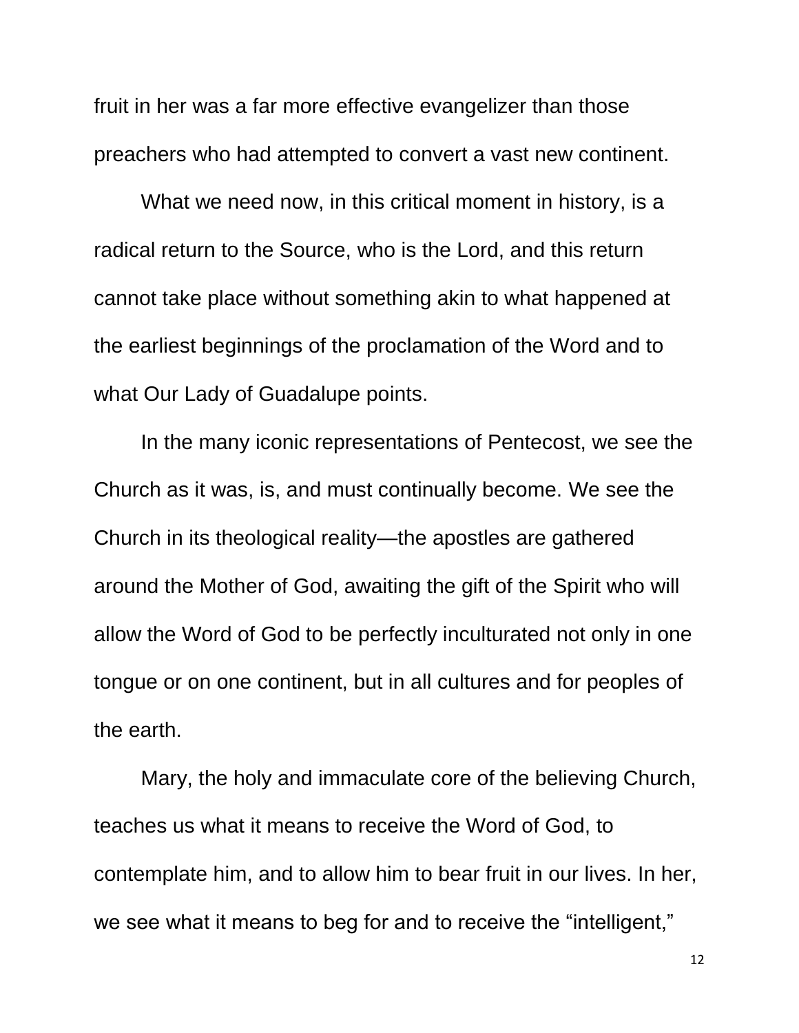fruit in her was a far more effective evangelizer than those preachers who had attempted to convert a vast new continent.

What we need now, in this critical moment in history, is a radical return to the Source, who is the Lord, and this return cannot take place without something akin to what happened at the earliest beginnings of the proclamation of the Word and to what Our Lady of Guadalupe points.

In the many iconic representations of Pentecost, we see the Church as it was, is, and must continually become. We see the Church in its theological reality—the apostles are gathered around the Mother of God, awaiting the gift of the Spirit who will allow the Word of God to be perfectly inculturated not only in one tongue or on one continent, but in all cultures and for peoples of the earth.

Mary, the holy and immaculate core of the believing Church, teaches us what it means to receive the Word of God, to contemplate him, and to allow him to bear fruit in our lives. In her, we see what it means to beg for and to receive the “intelligent,”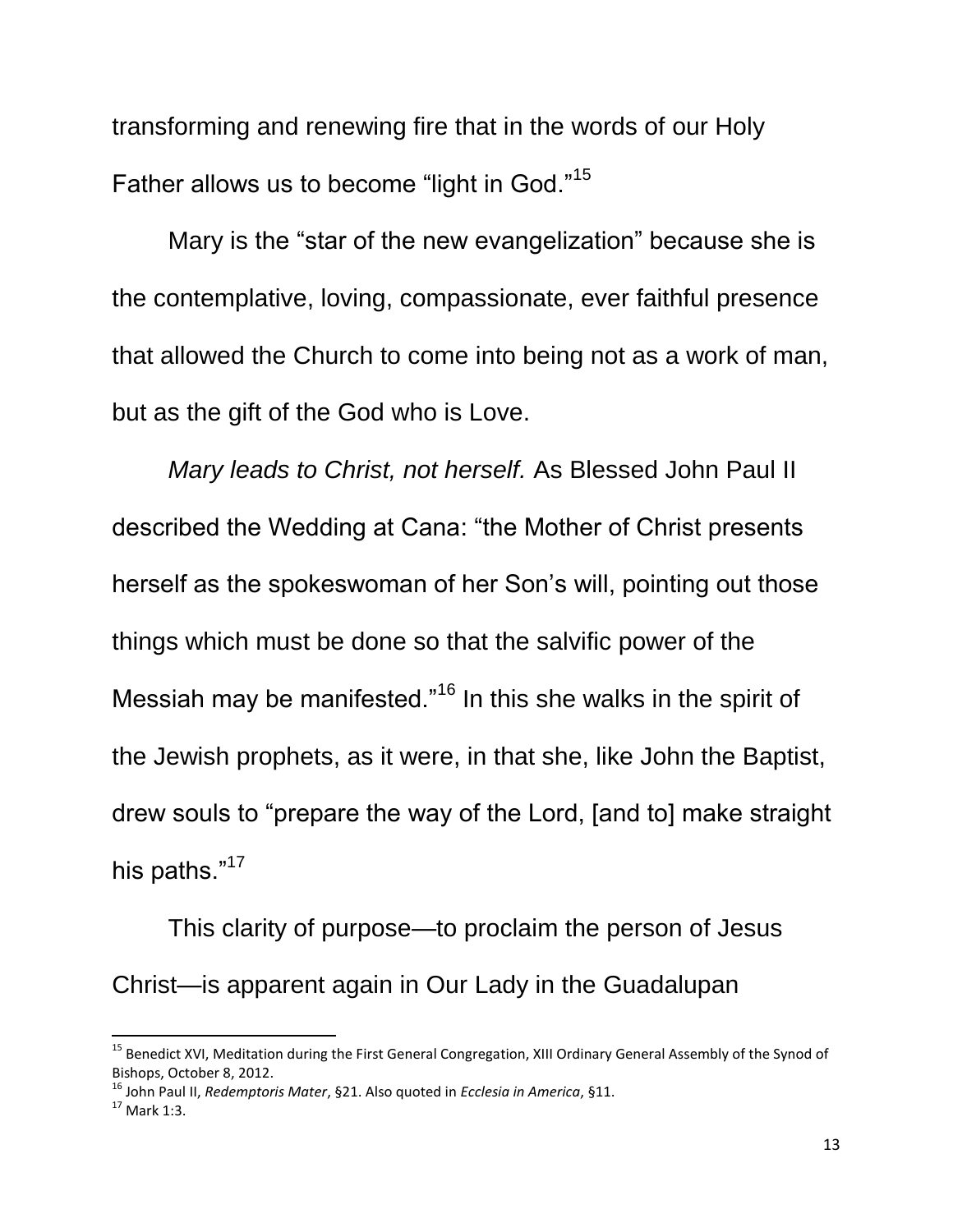transforming and renewing fire that in the words of our Holy Father allows us to become "light in God."[15]

Mary is the "star of the new evangelization" because she is the contemplative, loving, compassionate, ever faithful presence that allowed the Church to come into being not as a work of man, but as the gift of the God who is Love.

*Mary leads to Christ, not herself.* As Blessed John Paul II described the Wedding at Cana: "the Mother of Christ presents herself as the spokeswoman of her Son's will, pointing out those things which must be done so that the salvific power of the Messiah may be manifested."[16] In this she walks in the spirit of the Jewish prophets, as it were, in that she, like John the Baptist, drew souls to "prepare the way of the Lord, [and to] make straight his paths."[17]

This clarity of purpose—to proclaim the person of Jesus Christ—is apparent again in Our Lady in the Guadalupan

---

[15] Benedict XVI, Meditation during the First General Congregation, XIII Ordinary General Assembly of the Synod of Bishops, October 8, 2012.

[16] John Paul II, *Redemptoris Mater*, §21. Also quoted in *Ecclesia in America*, §11.

[17] Mark 1:3.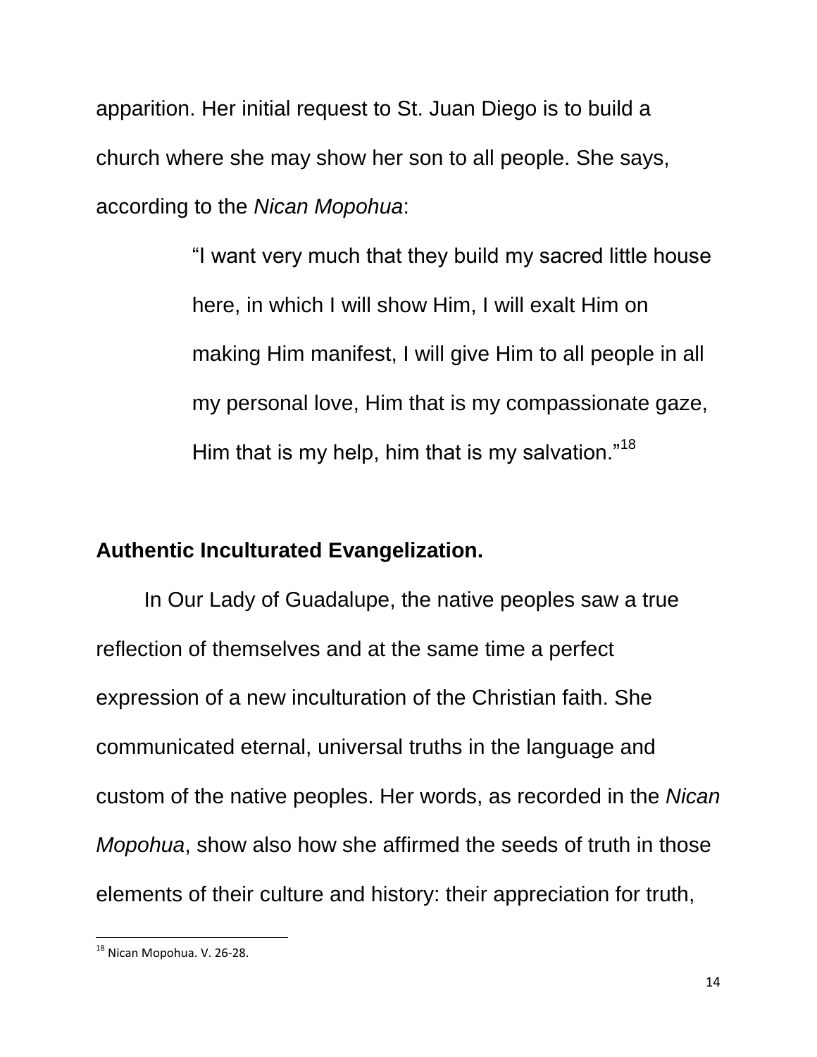apparition. Her initial request to St. Juan Diego is to build a church where she may show her son to all people. She says, according to the *Nican Mopohua*:

> "I want very much that they build my sacred little house here, in which I will show Him, I will exalt Him on making Him manifest, I will give Him to all people in all my personal love, Him that is my compassionate gaze, Him that is my help, him that is my salvation."[18]

**Authentic Inculturated Evangelization.**

In Our Lady of Guadalupe, the native peoples saw a true reflection of themselves and at the same time a perfect expression of a new inculturation of the Christian faith. She communicated eternal, universal truths in the language and custom of the native peoples. Her words, as recorded in the *Nican Mopohua*, show also how she affirmed the seeds of truth in those elements of their culture and history: their appreciation for truth,

---

[18] Nican Mopohua. V. 26-28.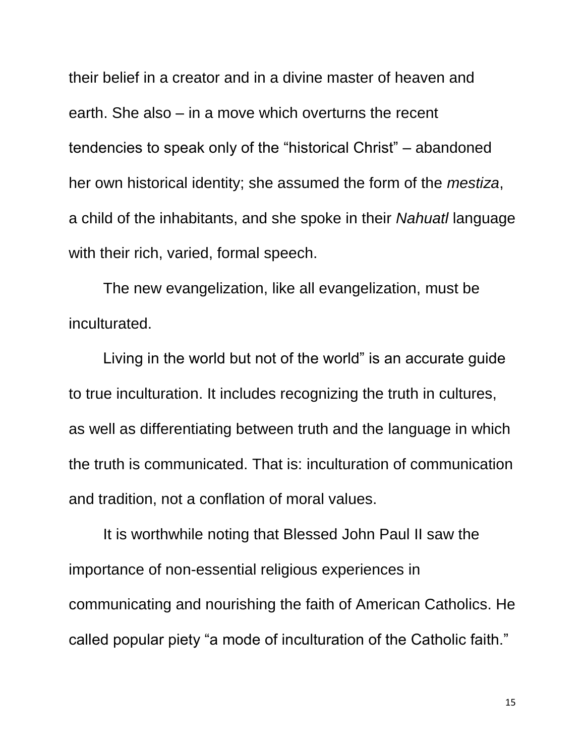their belief in a creator and in a divine master of heaven and earth. She also – in a move which overturns the recent tendencies to speak only of the "historical Christ" – abandoned her own historical identity; she assumed the form of the *mestiza*, a child of the inhabitants, and she spoke in their *Nahuatl* language with their rich, varied, formal speech.

The new evangelization, like all evangelization, must be inculturated.

Living in the world but not of the world" is an accurate guide to true inculturation. It includes recognizing the truth in cultures, as well as differentiating between truth and the language in which the truth is communicated. That is: inculturation of communication and tradition, not a conflation of moral values.

It is worthwhile noting that Blessed John Paul II saw the importance of non-essential religious experiences in communicating and nourishing the faith of American Catholics. He called popular piety "a mode of inculturation of the Catholic faith."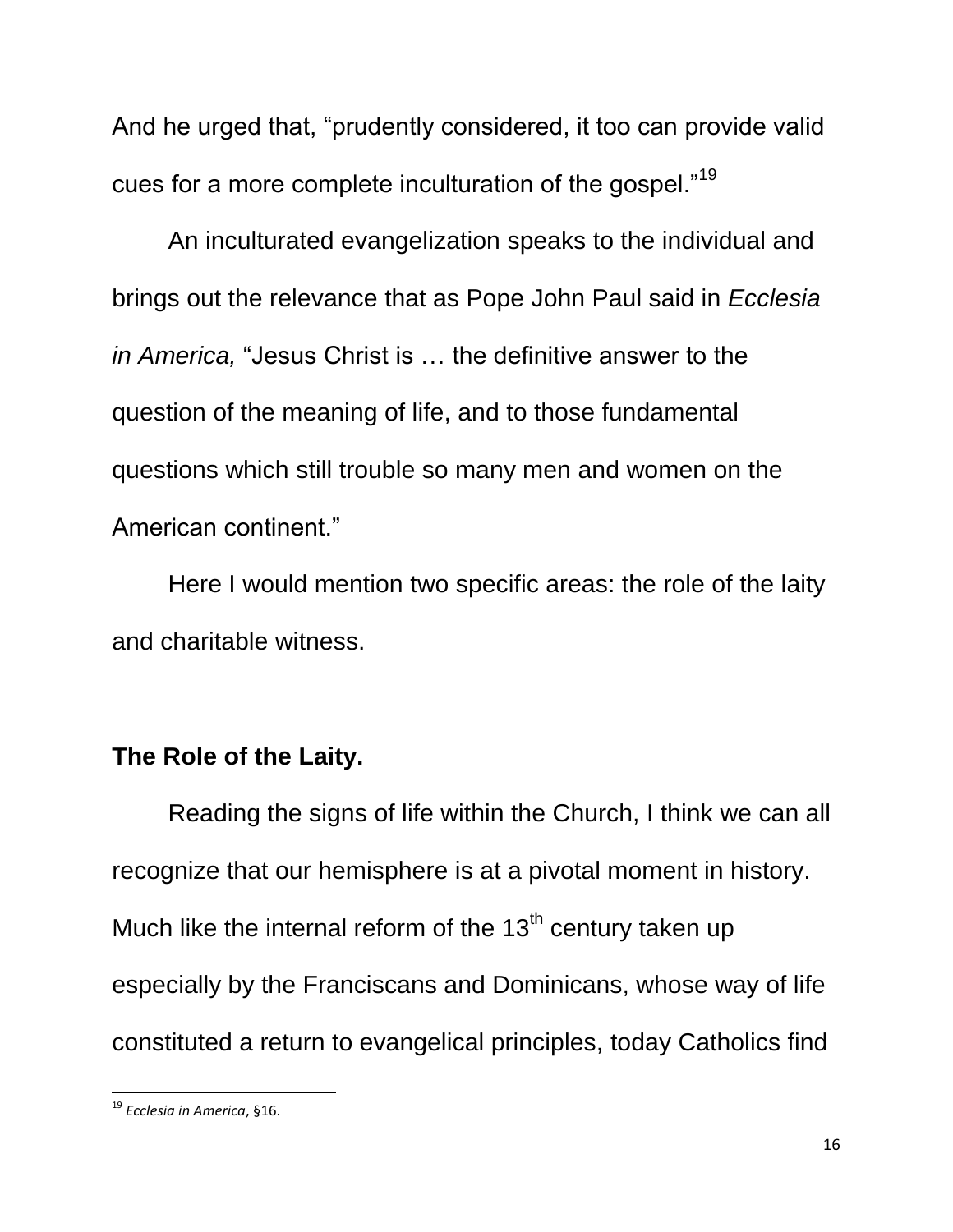And he urged that, "prudently considered, it too can provide valid cues for a more complete inculturation of the gospel."[19]

An inculturated evangelization speaks to the individual and brings out the relevance that as Pope John Paul said in *Ecclesia in America,* "Jesus Christ is … the definitive answer to the question of the meaning of life, and to those fundamental questions which still trouble so many men and women on the American continent."

Here I would mention two specific areas: the role of the laity and charitable witness.

**The Role of the Laity.**

Reading the signs of life within the Church, I think we can all recognize that our hemisphere is at a pivotal moment in history. Much like the internal reform of the 13th century taken up especially by the Franciscans and Dominicans, whose way of life constituted a return to evangelical principles, today Catholics find

[19] *Ecclesia in America*, §16.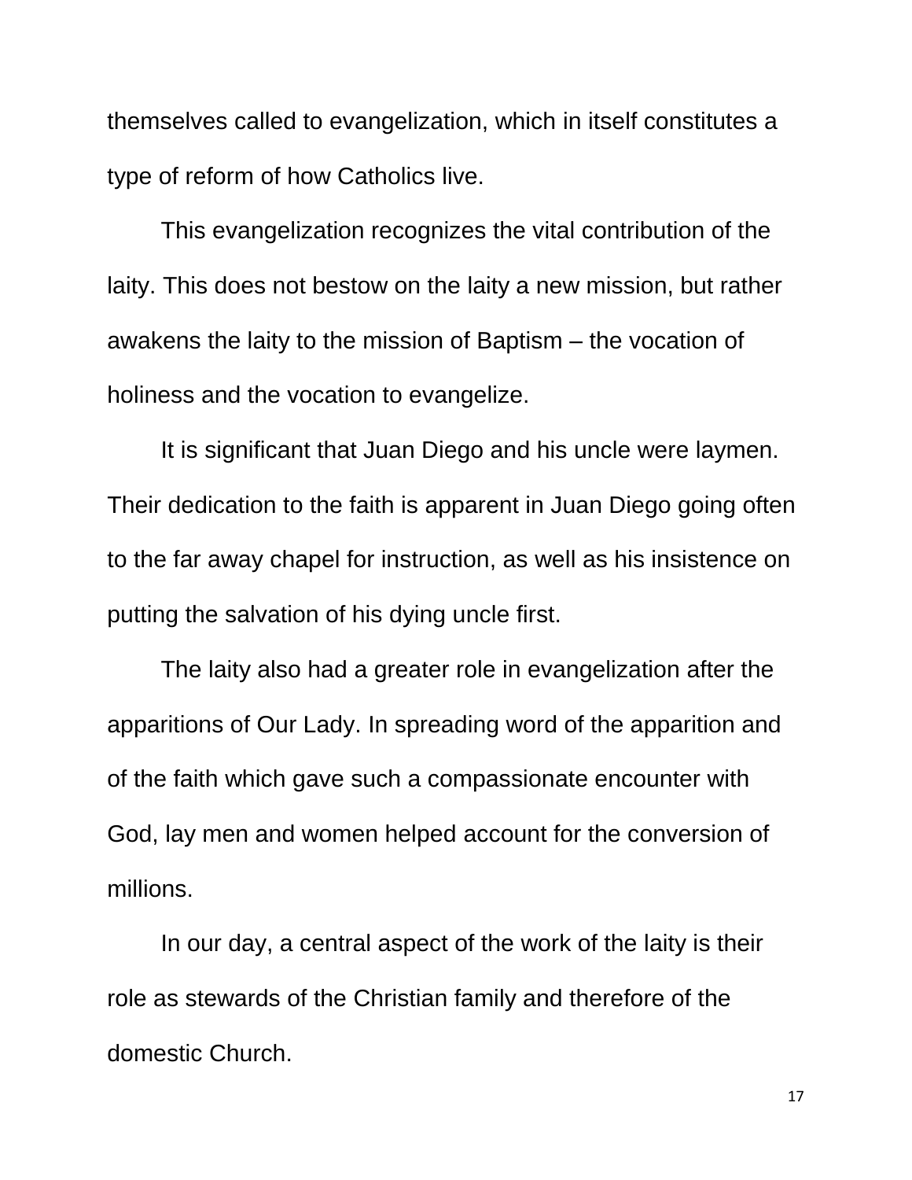themselves called to evangelization, which in itself constitutes a type of reform of how Catholics live.

This evangelization recognizes the vital contribution of the laity. This does not bestow on the laity a new mission, but rather awakens the laity to the mission of Baptism – the vocation of holiness and the vocation to evangelize.

It is significant that Juan Diego and his uncle were laymen. Their dedication to the faith is apparent in Juan Diego going often to the far away chapel for instruction, as well as his insistence on putting the salvation of his dying uncle first.

The laity also had a greater role in evangelization after the apparitions of Our Lady. In spreading word of the apparition and of the faith which gave such a compassionate encounter with God, lay men and women helped account for the conversion of millions.

In our day, a central aspect of the work of the laity is their role as stewards of the Christian family and therefore of the domestic Church.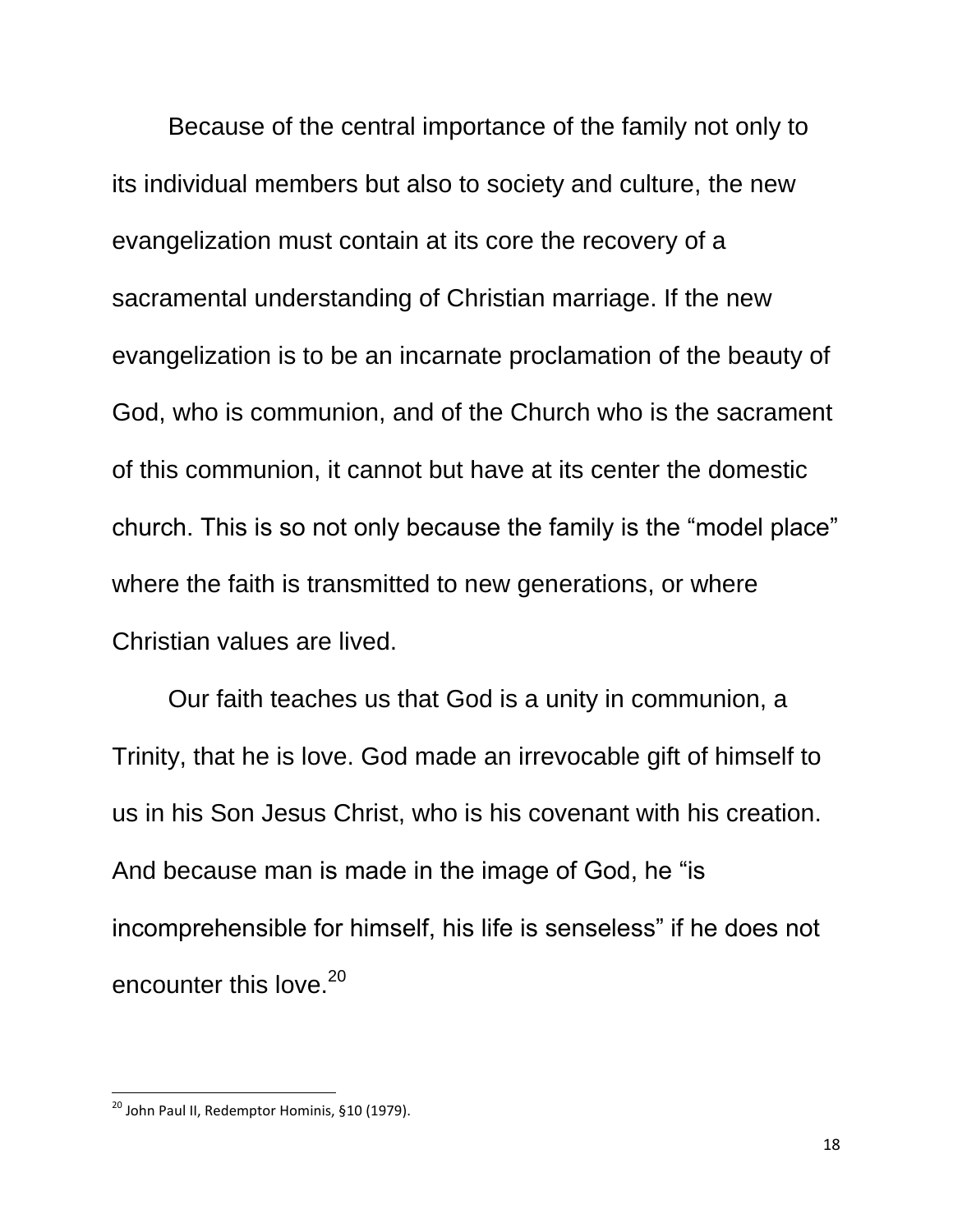Because of the central importance of the family not only to its individual members but also to society and culture, the new evangelization must contain at its core the recovery of a sacramental understanding of Christian marriage. If the new evangelization is to be an incarnate proclamation of the beauty of God, who is communion, and of the Church who is the sacrament of this communion, it cannot but have at its center the domestic church. This is so not only because the family is the "model place" where the faith is transmitted to new generations, or where Christian values are lived.

Our faith teaches us that God is a unity in communion, a Trinity, that he is love. God made an irrevocable gift of himself to us in his Son Jesus Christ, who is his covenant with his creation. And because man is made in the image of God, he "is incomprehensible for himself, his life is senseless" if he does not encounter this love.[20]

---

[20] John Paul II, Redemptor Hominis, §10 (1979).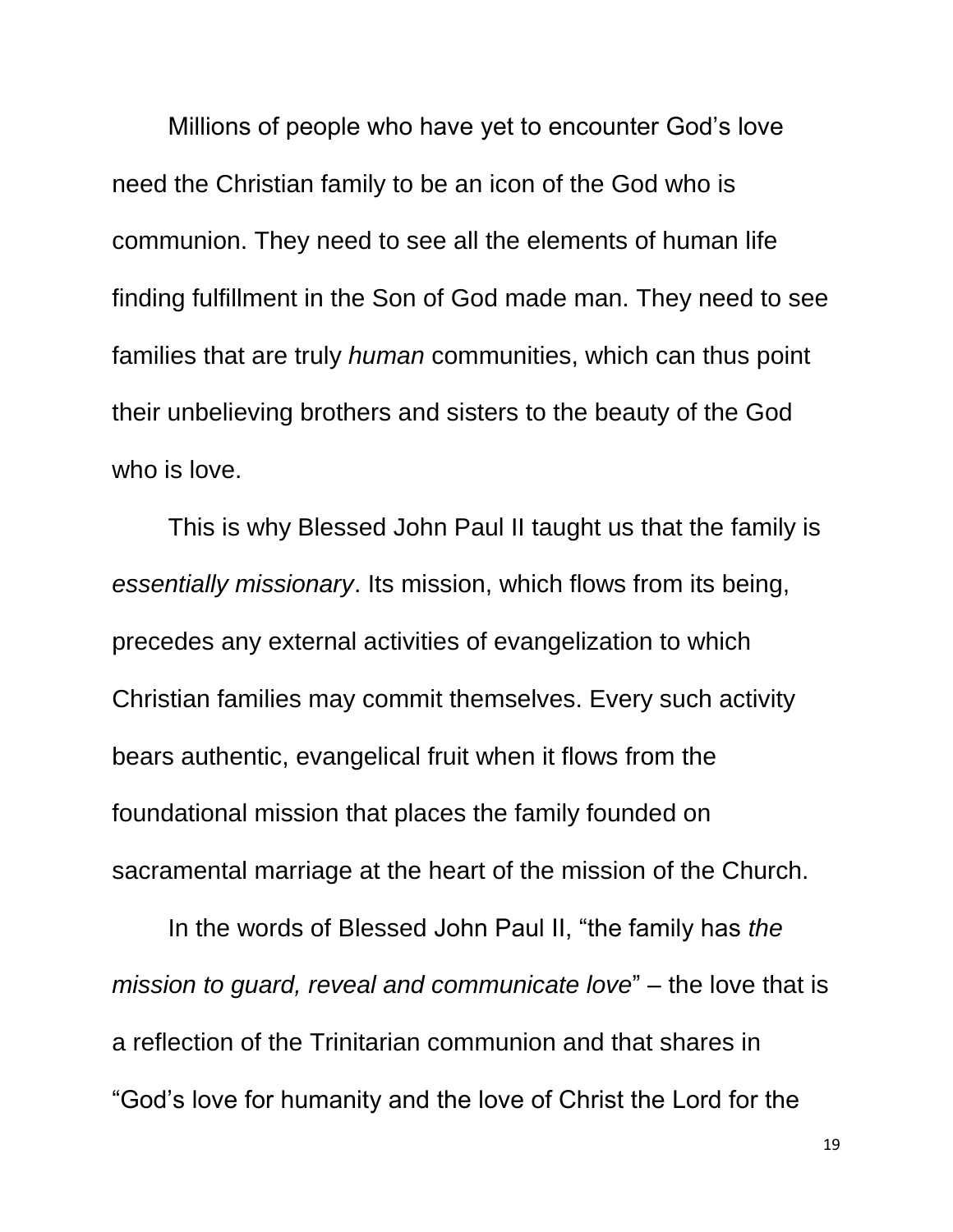Millions of people who have yet to encounter God's love need the Christian family to be an icon of the God who is communion. They need to see all the elements of human life finding fulfillment in the Son of God made man. They need to see families that are truly *human* communities, which can thus point their unbelieving brothers and sisters to the beauty of the God who is love.

This is why Blessed John Paul II taught us that the family is *essentially missionary*. Its mission, which flows from its being, precedes any external activities of evangelization to which Christian families may commit themselves. Every such activity bears authentic, evangelical fruit when it flows from the foundational mission that places the family founded on sacramental marriage at the heart of the mission of the Church.

In the words of Blessed John Paul II, "the family has *the mission to guard, reveal and communicate love*" – the love that is a reflection of the Trinitarian communion and that shares in "God's love for humanity and the love of Christ the Lord for the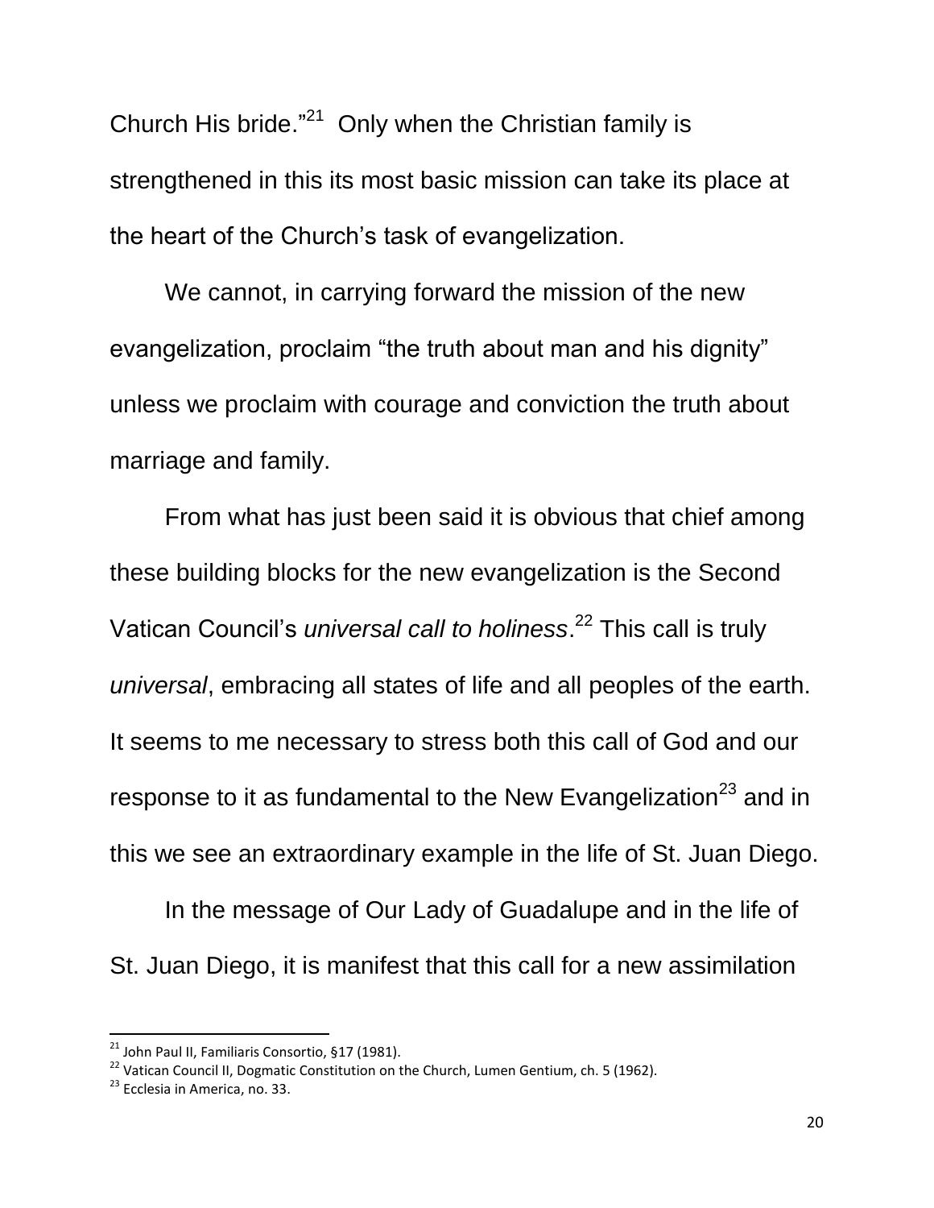Church His bride."[21] Only when the Christian family is strengthened in this its most basic mission can take its place at the heart of the Church's task of evangelization.

We cannot, in carrying forward the mission of the new evangelization, proclaim "the truth about man and his dignity" unless we proclaim with courage and conviction the truth about marriage and family.

From what has just been said it is obvious that chief among these building blocks for the new evangelization is the Second Vatican Council's *universal call to holiness*.[22] This call is truly *universal*, embracing all states of life and all peoples of the earth. It seems to me necessary to stress both this call of God and our response to it as fundamental to the New Evangelization[23] and in this we see an extraordinary example in the life of St. Juan Diego.

In the message of Our Lady of Guadalupe and in the life of St. Juan Diego, it is manifest that this call for a new assimilation

---

[21] John Paul II, Familiaris Consortio, §17 (1981).

[22] Vatican Council II, Dogmatic Constitution on the Church, Lumen Gentium, ch. 5 (1962).

[23] Ecclesia in America, no. 33.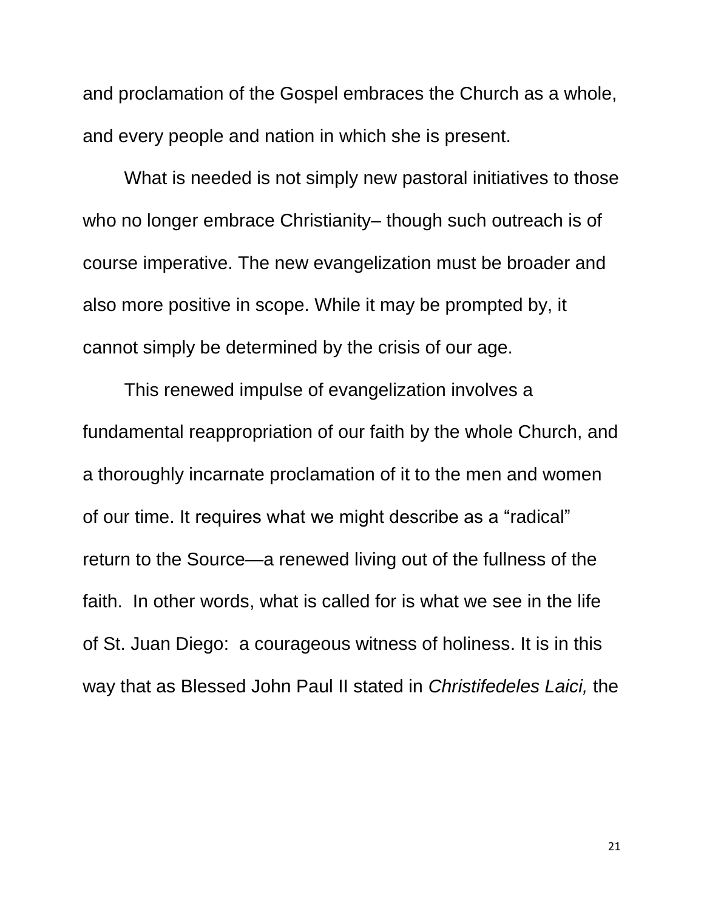and proclamation of the Gospel embraces the Church as a whole, and every people and nation in which she is present.

What is needed is not simply new pastoral initiatives to those who no longer embrace Christianity– though such outreach is of course imperative. The new evangelization must be broader and also more positive in scope. While it may be prompted by, it cannot simply be determined by the crisis of our age.

This renewed impulse of evangelization involves a fundamental reappropriation of our faith by the whole Church, and a thoroughly incarnate proclamation of it to the men and women of our time. It requires what we might describe as a "radical" return to the Source—a renewed living out of the fullness of the faith. In other words, what is called for is what we see in the life of St. Juan Diego: a courageous witness of holiness. It is in this way that as Blessed John Paul II stated in *Christifedeles Laici,* the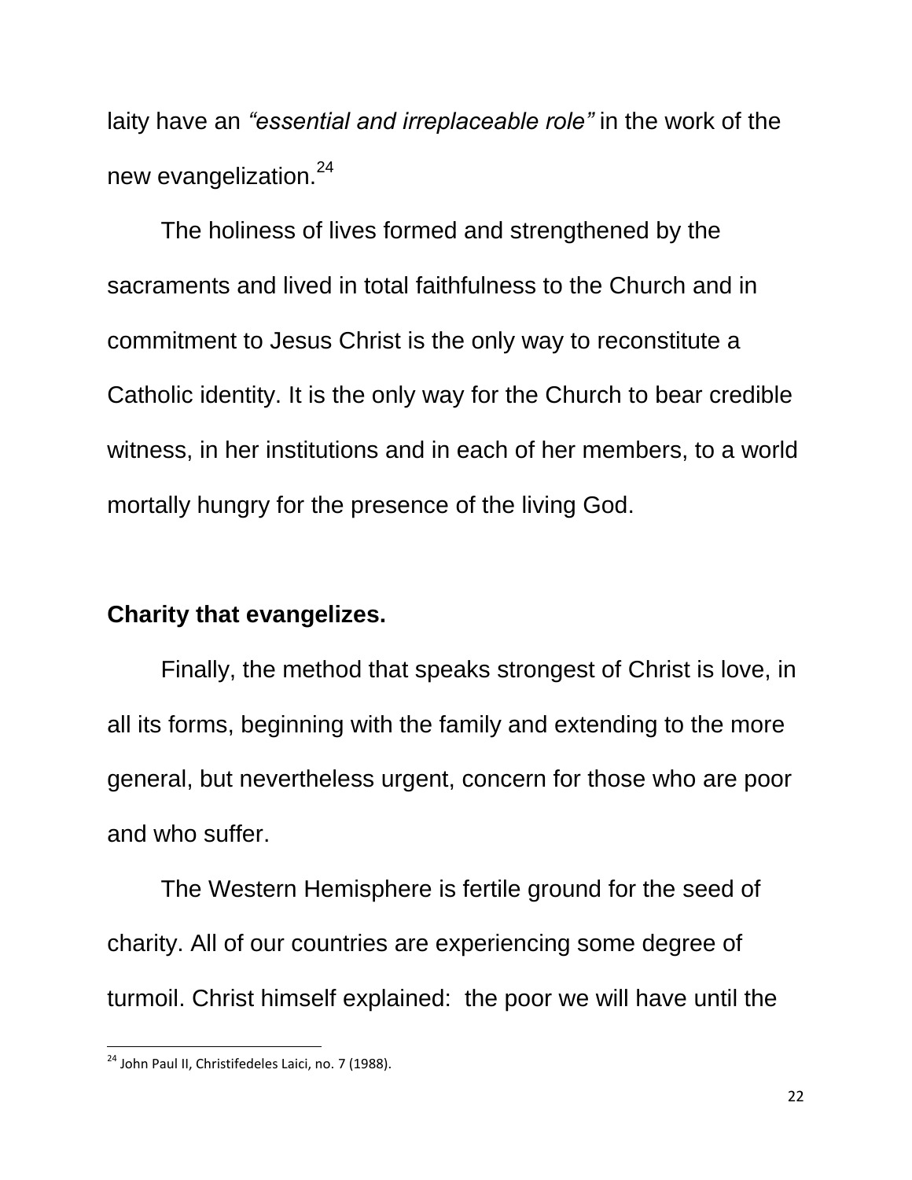laity have an *“essential and irreplaceable role”* in the work of the new evangelization.[24]

The holiness of lives formed and strengthened by the sacraments and lived in total faithfulness to the Church and in commitment to Jesus Christ is the only way to reconstitute a Catholic identity. It is the only way for the Church to bear credible witness, in her institutions and in each of her members, to a world mortally hungry for the presence of the living God.

**Charity that evangelizes.**

Finally, the method that speaks strongest of Christ is love, in all its forms, beginning with the family and extending to the more general, but nevertheless urgent, concern for those who are poor and who suffer.

The Western Hemisphere is fertile ground for the seed of charity. All of our countries are experiencing some degree of turmoil. Christ himself explained: the poor we will have until the

[24] John Paul II, Christifedeles Laici, no. 7 (1988).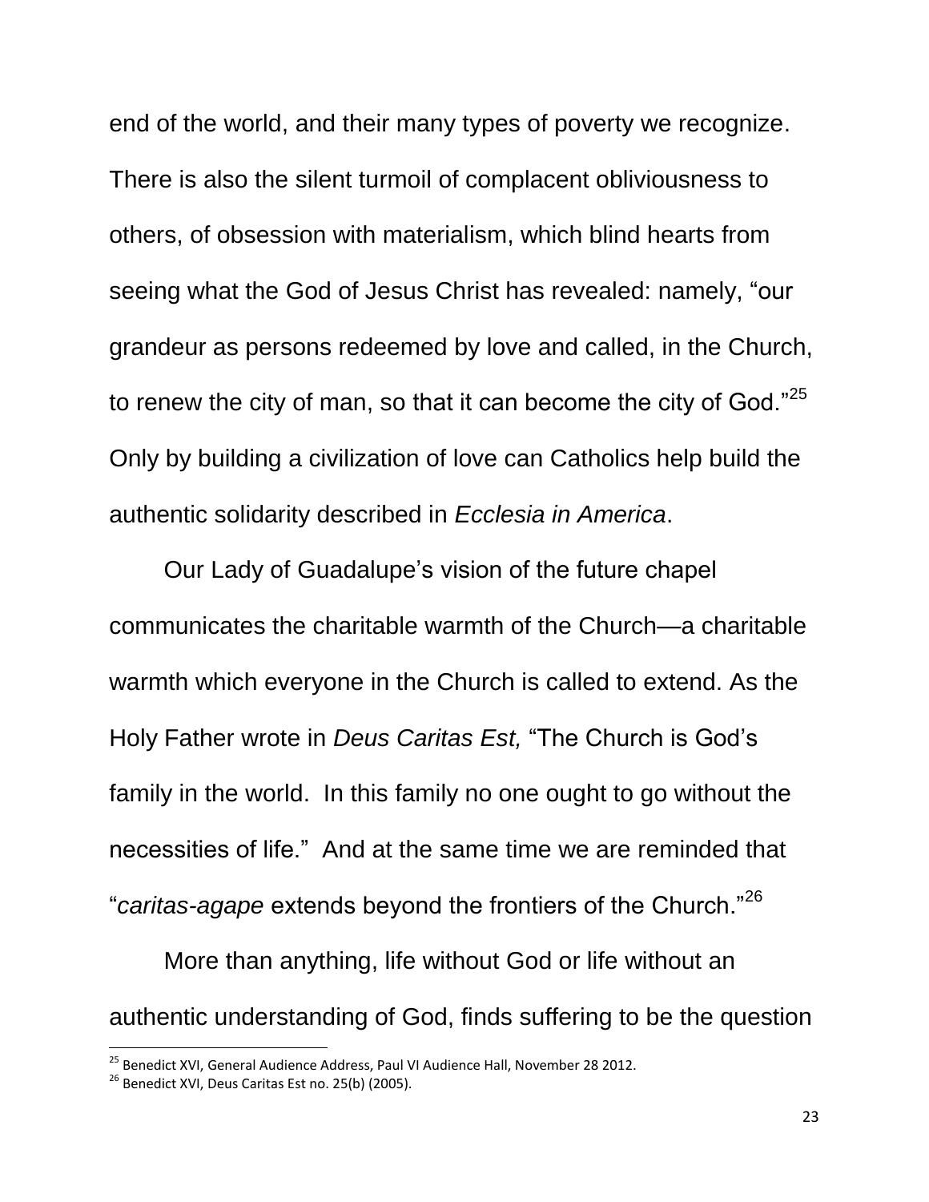end of the world, and their many types of poverty we recognize. There is also the silent turmoil of complacent obliviousness to others, of obsession with materialism, which blind hearts from seeing what the God of Jesus Christ has revealed: namely, "our grandeur as persons redeemed by love and called, in the Church, to renew the city of man, so that it can become the city of God."[25] Only by building a civilization of love can Catholics help build the authentic solidarity described in *Ecclesia in America*.

Our Lady of Guadalupe's vision of the future chapel communicates the charitable warmth of the Church—a charitable warmth which everyone in the Church is called to extend. As the Holy Father wrote in *Deus Caritas Est,* "The Church is God's family in the world. In this family no one ought to go without the necessities of life." And at the same time we are reminded that "*caritas-agape* extends beyond the frontiers of the Church."[26]

More than anything, life without God or life without an authentic understanding of God, finds suffering to be the question

---

[25] Benedict XVI, General Audience Address, Paul VI Audience Hall, November 28 2012.

[26] Benedict XVI, Deus Caritas Est no. 25(b) (2005).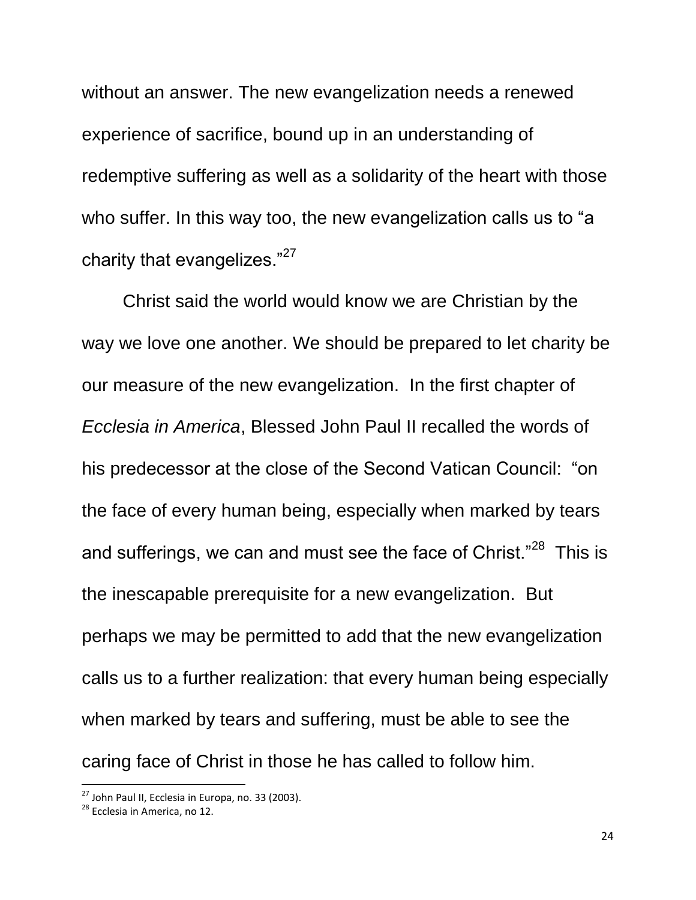without an answer. The new evangelization needs a renewed experience of sacrifice, bound up in an understanding of redemptive suffering as well as a solidarity of the heart with those who suffer. In this way too, the new evangelization calls us to "a charity that evangelizes."[27]

Christ said the world would know we are Christian by the way we love one another. We should be prepared to let charity be our measure of the new evangelization. In the first chapter of *Ecclesia in America*, Blessed John Paul II recalled the words of his predecessor at the close of the Second Vatican Council: "on the face of every human being, especially when marked by tears and sufferings, we can and must see the face of Christ."[28] This is the inescapable prerequisite for a new evangelization. But perhaps we may be permitted to add that the new evangelization calls us to a further realization: that every human being especially when marked by tears and suffering, must be able to see the caring face of Christ in those he has called to follow him.

---

[27] John Paul II, Ecclesia in Europa, no. 33 (2003).

[28] Ecclesia in America, no 12.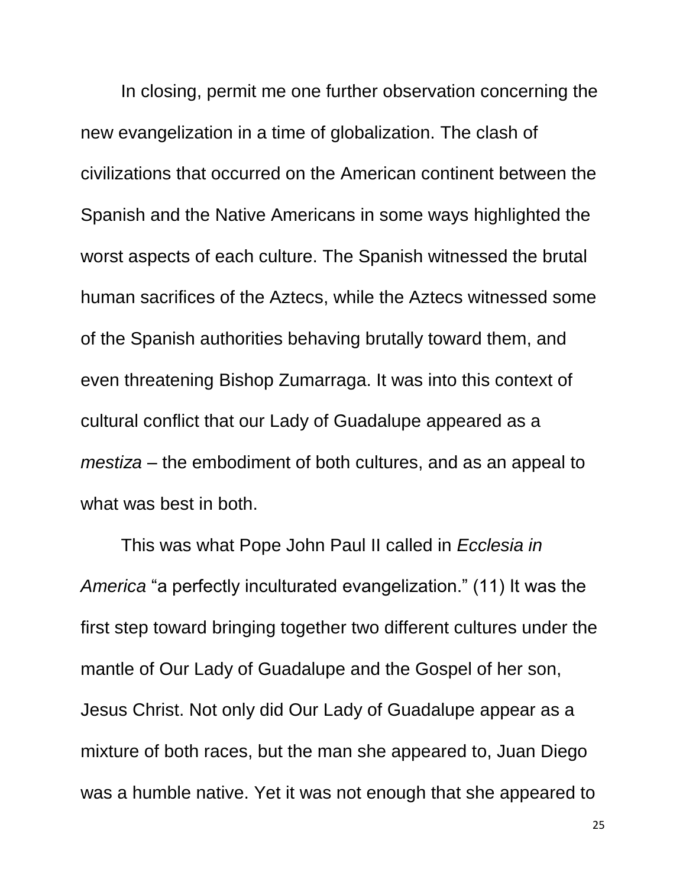In closing, permit me one further observation concerning the new evangelization in a time of globalization. The clash of civilizations that occurred on the American continent between the Spanish and the Native Americans in some ways highlighted the worst aspects of each culture. The Spanish witnessed the brutal human sacrifices of the Aztecs, while the Aztecs witnessed some of the Spanish authorities behaving brutally toward them, and even threatening Bishop Zumarraga. It was into this context of cultural conflict that our Lady of Guadalupe appeared as a *mestiza* – the embodiment of both cultures, and as an appeal to what was best in both.

This was what Pope John Paul II called in *Ecclesia in America* "a perfectly inculturated evangelization." (11) It was the first step toward bringing together two different cultures under the mantle of Our Lady of Guadalupe and the Gospel of her son, Jesus Christ. Not only did Our Lady of Guadalupe appear as a mixture of both races, but the man she appeared to, Juan Diego was a humble native. Yet it was not enough that she appeared to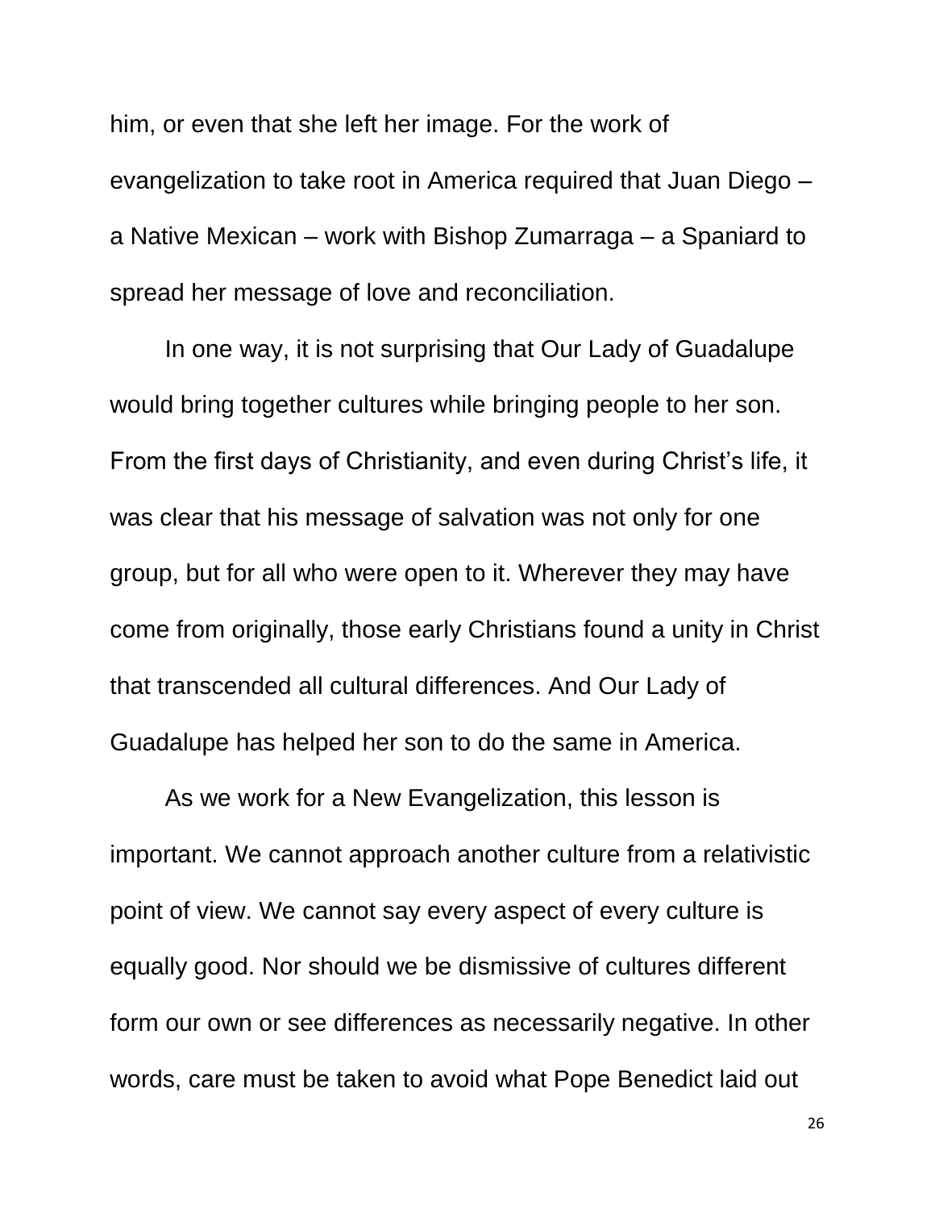him, or even that she left her image. For the work of evangelization to take root in America required that Juan Diego – a Native Mexican – work with Bishop Zumarraga – a Spaniard to spread her message of love and reconciliation.

In one way, it is not surprising that Our Lady of Guadalupe would bring together cultures while bringing people to her son. From the first days of Christianity, and even during Christ's life, it was clear that his message of salvation was not only for one group, but for all who were open to it. Wherever they may have come from originally, those early Christians found a unity in Christ that transcended all cultural differences. And Our Lady of Guadalupe has helped her son to do the same in America.

As we work for a New Evangelization, this lesson is important. We cannot approach another culture from a relativistic point of view. We cannot say every aspect of every culture is equally good. Nor should we be dismissive of cultures different form our own or see differences as necessarily negative. In other words, care must be taken to avoid what Pope Benedict laid out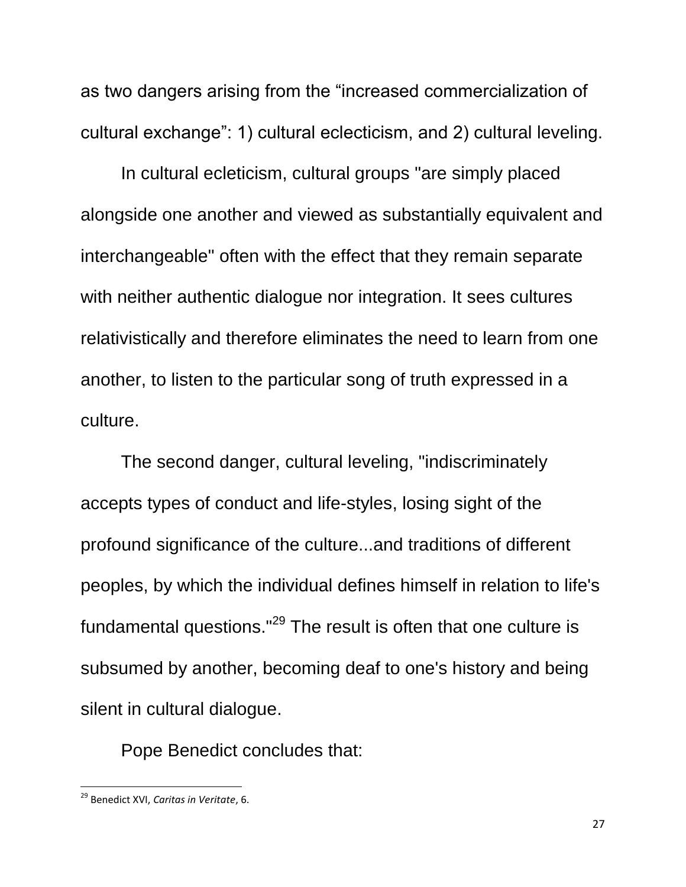as two dangers arising from the "increased commercialization of cultural exchange": 1) cultural eclecticism, and 2) cultural leveling.

In cultural ecleticism, cultural groups "are simply placed alongside one another and viewed as substantially equivalent and interchangeable" often with the effect that they remain separate with neither authentic dialogue nor integration. It sees cultures relativistically and therefore eliminates the need to learn from one another, to listen to the particular song of truth expressed in a culture.

The second danger, cultural leveling, "indiscriminately accepts types of conduct and life-styles, losing sight of the profound significance of the culture...and traditions of different peoples, by which the individual defines himself in relation to life's fundamental questions."[29] The result is often that one culture is subsumed by another, becoming deaf to one's history and being silent in cultural dialogue.

Pope Benedict concludes that:

---

[29] Benedict XVI, *Caritas in Veritate*, 6.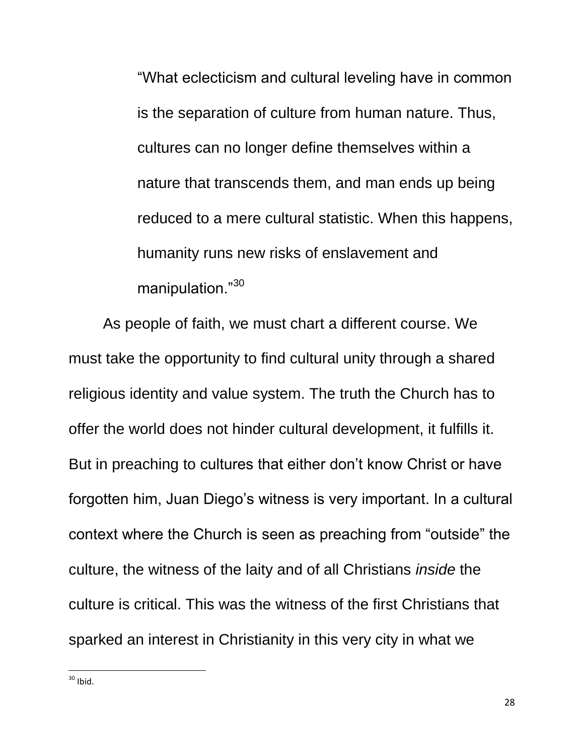> "What eclecticism and cultural leveling have in common is the separation of culture from human nature. Thus, cultures can no longer define themselves within a nature that transcends them, and man ends up being reduced to a mere cultural statistic. When this happens, humanity runs new risks of enslavement and manipulation."[30]

As people of faith, we must chart a different course. We must take the opportunity to find cultural unity through a shared religious identity and value system. The truth the Church has to offer the world does not hinder cultural development, it fulfills it. But in preaching to cultures that either don't know Christ or have forgotten him, Juan Diego's witness is very important. In a cultural context where the Church is seen as preaching from "outside" the culture, the witness of the laity and of all Christians *inside* the culture is critical. This was the witness of the first Christians that sparked an interest in Christianity in this very city in what we

[30] Ibid.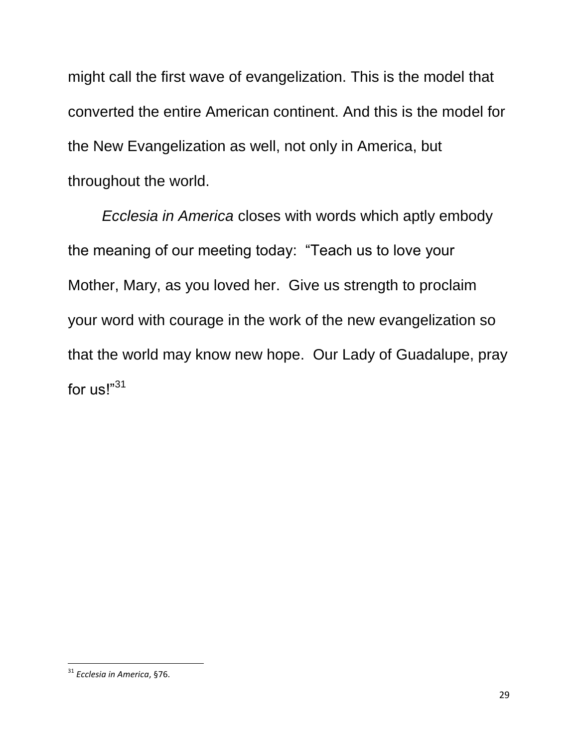might call the first wave of evangelization. This is the model that converted the entire American continent. And this is the model for the New Evangelization as well, not only in America, but throughout the world.

*Ecclesia in America* closes with words which aptly embody the meaning of our meeting today: "Teach us to love your Mother, Mary, as you loved her. Give us strength to proclaim your word with courage in the work of the new evangelization so that the world may know new hope. Our Lady of Guadalupe, pray for us!"[31]

---

[31] *Ecclesia in America*, §76.